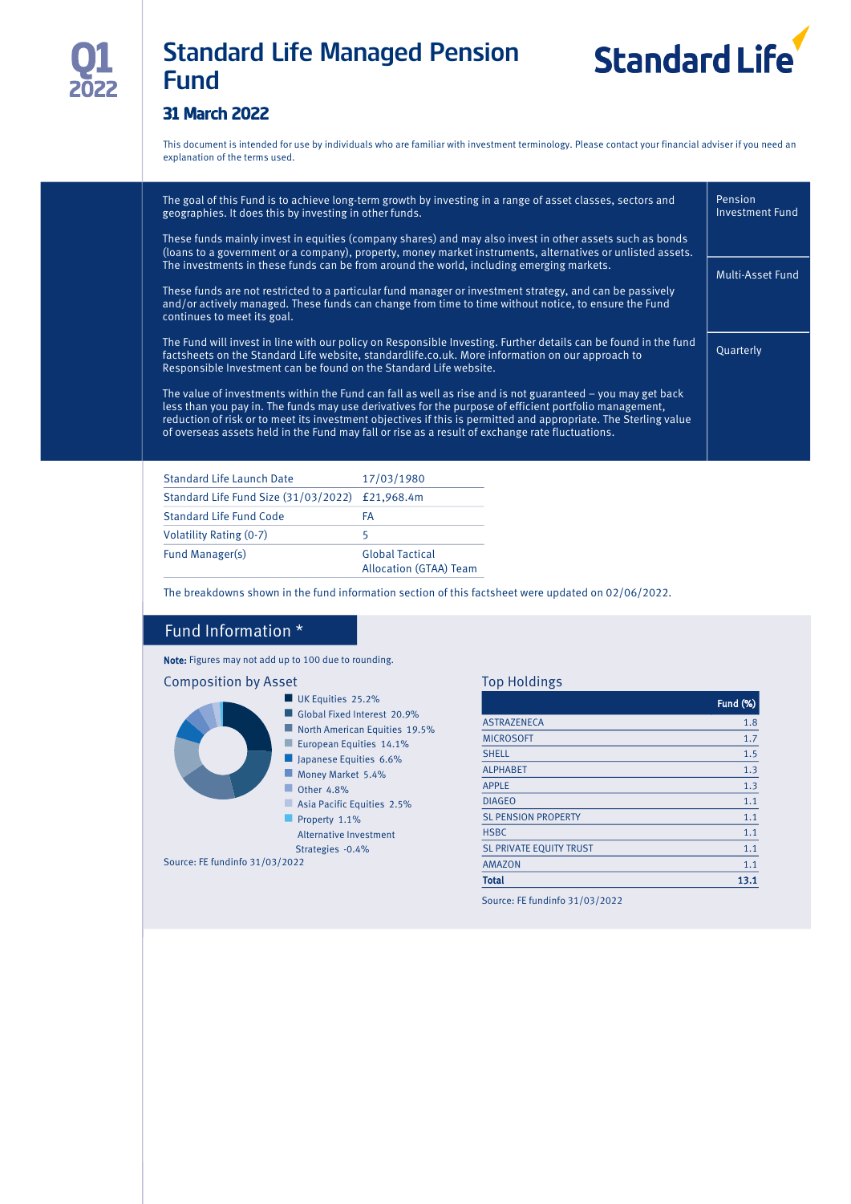# Standard Life Managed Pension Fund

**Q1 2022**

Standard Life

## 31 March 2022

This document is intended for use by individuals who are familiar with investment terminology. Please contact your financial adviser if you need an explanation of the terms used.

The goal of this Fund is to achieve long-term growth by investing in a range of asset classes, sectors and geographies. It does this by investing in other funds.

These funds mainly invest in equities (company shares) and may also invest in other assets such as bonds (loans to a government or a company), property, money market instruments, alternatives or unlisted assets. The investments in these funds can be from around the world, including emerging markets.

These funds are not restricted to a particular fund manager or investment strategy, and can be passively and/or actively managed. These funds can change from time to time without notice, to ensure the Fund continues to meet its goal.

The Fund will invest in line with our policy on Responsible Investing. Further details can be found in the fund factsheets on the Standard Life website, standardlife.co.uk. More information on our approach to Responsible Investment can be found on the Standard Life website.

The value of investments within the Fund can fall as well as rise and is not guaranteed – you may get back less than you pay in. The funds may use derivatives for the purpose of efficient portfolio management, reduction of risk or to meet its investment objectives if this is permitted and appropriate. The Sterling value of overseas assets held in the Fund may fall or rise as a result of exchange rate fluctuations.

Pension Investment Fund

Multi-Asset Fund

Quarterly

| | |
|---|---|
| Standard Life Launch Date | 17/03/1980 |
| Standard Life Fund Size (31/03/2022) | £21,968.4m |
| Standard Life Fund Code | FA |
| Volatility Rating (0-7) | 5 |
| Fund Manager(s) | Global Tactical Allocation (GTAA) Team |

The breakdowns shown in the fund information section of this factsheet were updated on 02/06/2022.

## Fund Information *

**Note:** Figures may not add up to 100 due to rounding.

### Composition by Asset

- UK Equities 25.2%
- Global Fixed Interest 20.9%
- North American Equities 19.5%
- European Equities 14.1%
- Japanese Equities 6.6%
- Money Market 5.4%
- Other 4.8%
- Asia Pacific Equities 2.5%
- Property 1.1%
- Alternative Investment Strategies -0.4%

Source: FE fundinfo 31/03/2022

### Top Holdings

| | Fund (%) |
|---|---|
| ASTRAZENECA | 1.8 |
| MICROSOFT | 1.7 |
| SHELL | 1.5 |
| ALPHABET | 1.3 |
| APPLE | 1.3 |
| DIAGEO | 1.1 |
| SL PENSION PROPERTY | 1.1 |
| HSBC | 1.1 |
| SL PRIVATE EQUITY TRUST | 1.1 |
| AMAZON | 1.1 |
| **Total** | **13.1** |

Source: FE fundinfo 31/03/2022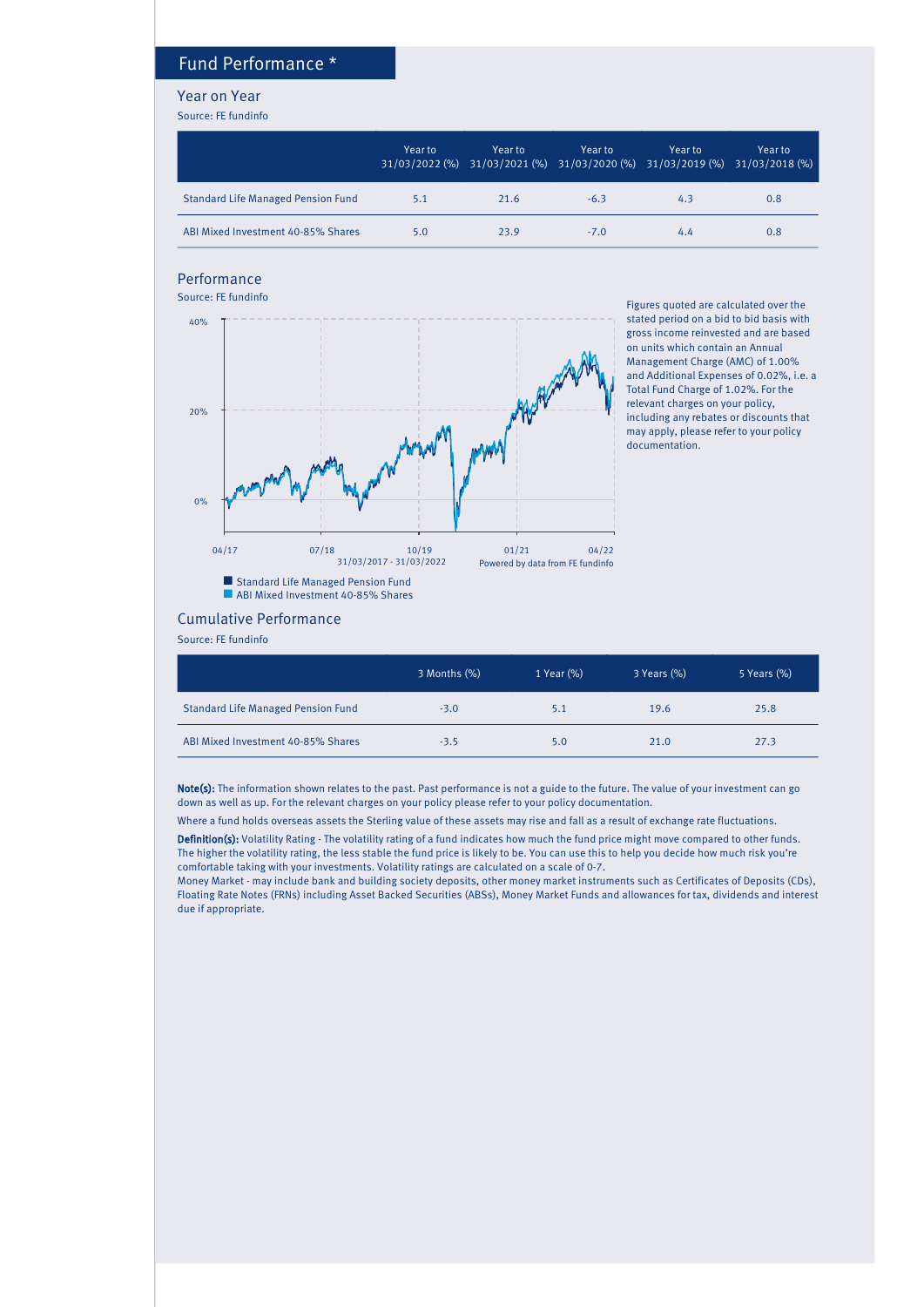## Fund Performance *

### Year on Year

Source: FE fundinfo

| | Year to 31/03/2022 (%) | Year to 31/03/2021 (%) | Year to 31/03/2020 (%) | Year to 31/03/2019 (%) | Year to 31/03/2018 (%) |
|---|---|---|---|---|---|
| Standard Life Managed Pension Fund | 5.1 | 21.6 | -6.3 | 4.3 | 0.8 |
| ABI Mixed Investment 40-85% Shares | 5.0 | 23.9 | -7.0 | 4.4 | 0.8 |

### Performance

Source: FE fundinfo

31/03/2017 - 31/03/2022

Powered by data from FE fundinfo

Standard Life Managed Pension Fund
ABI Mixed Investment 40-85% Shares

Figures quoted are calculated over the stated period on a bid to bid basis with gross income reinvested and are based on units which contain an Annual Management Charge (AMC) of 1.00% and Additional Expenses of 0.02%, i.e. a Total Fund Charge of 1.02%. For the relevant charges on your policy, including any rebates or discounts that may apply, please refer to your policy documentation.

### Cumulative Performance

Source: FE fundinfo

| | 3 Months (%) | 1 Year (%) | 3 Years (%) | 5 Years (%) |
|---|---|---|---|---|
| Standard Life Managed Pension Fund | -3.0 | 5.1 | 19.6 | 25.8 |
| ABI Mixed Investment 40-85% Shares | -3.5 | 5.0 | 21.0 | 27.3 |

**Note(s):** The information shown relates to the past. Past performance is not a guide to the future. The value of your investment can go down as well as up. For the relevant charges on your policy please refer to your policy documentation.

Where a fund holds overseas assets the Sterling value of these assets may rise and fall as a result of exchange rate fluctuations.

**Definition(s):** Volatility Rating - The volatility rating of a fund indicates how much the fund price might move compared to other funds. The higher the volatility rating, the less stable the fund price is likely to be. You can use this to help you decide how much risk you're comfortable taking with your investments. Volatility ratings are calculated on a scale of 0-7.
Money Market - may include bank and building society deposits, other money market instruments such as Certificates of Deposits (CDs), Floating Rate Notes (FRNs) including Asset Backed Securities (ABSs), Money Market Funds and allowances for tax, dividends and interest due if appropriate.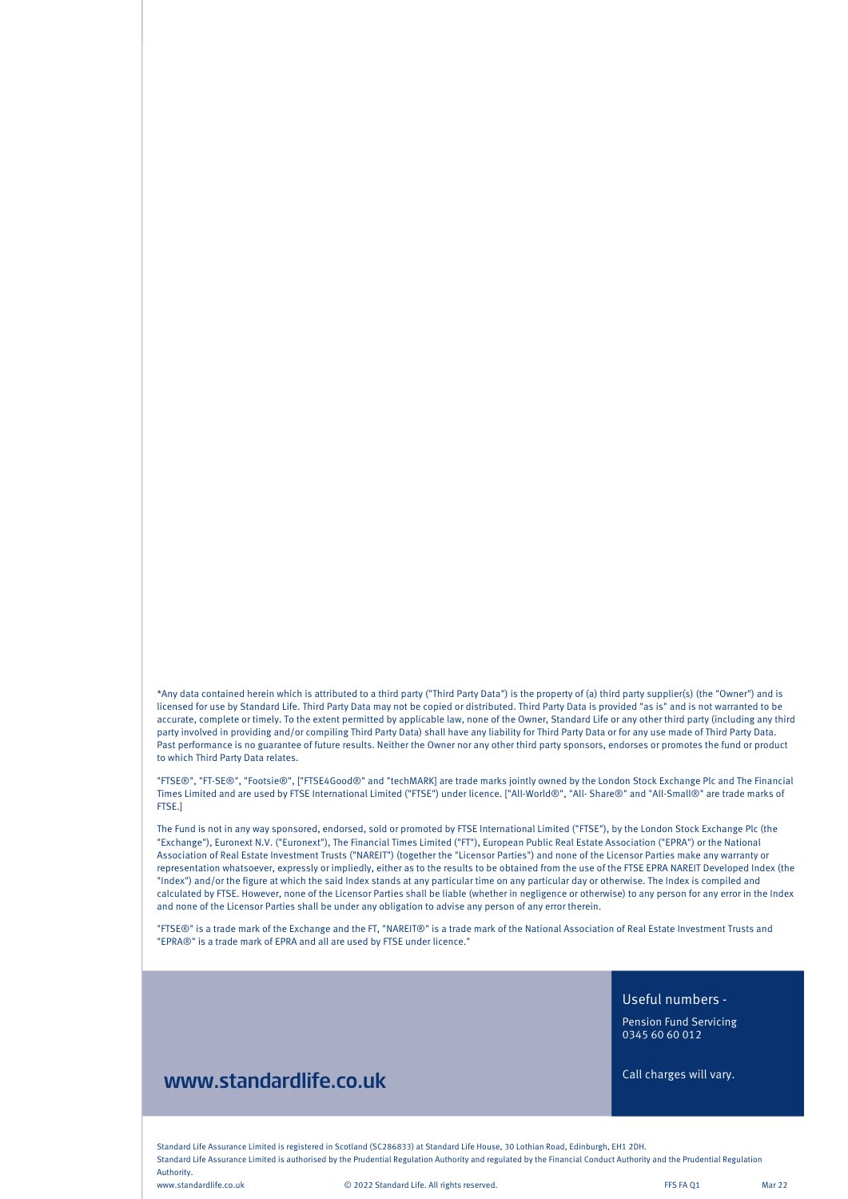*Any data contained herein which is attributed to a third party ("Third Party Data") is the property of (a) third party supplier(s) (the "Owner") and is licensed for use by Standard Life. Third Party Data may not be copied or distributed. Third Party Data is provided "as is" and is not warranted to be accurate, complete or timely. To the extent permitted by applicable law, none of the Owner, Standard Life or any other third party (including any third party involved in providing and/or compiling Third Party Data) shall have any liability for Third Party Data or for any use made of Third Party Data. Past performance is no guarantee of future results. Neither the Owner nor any other third party sponsors, endorses or promotes the fund or product to which Third Party Data relates.

"FTSE®", "FT-SE®", "Footsie®", ["FTSE4Good®" and "techMARK] are trade marks jointly owned by the London Stock Exchange Plc and The Financial Times Limited and are used by FTSE International Limited ("FTSE") under licence. ["All-World®", "All- Share®" and "All-Small®" are trade marks of FTSE.]

The Fund is not in any way sponsored, endorsed, sold or promoted by FTSE International Limited ("FTSE"), by the London Stock Exchange Plc (the "Exchange"), Euronext N.V. ("Euronext"), The Financial Times Limited ("FT"), European Public Real Estate Association ("EPRA") or the National Association of Real Estate Investment Trusts ("NAREIT") (together the "Licensor Parties") and none of the Licensor Parties make any warranty or representation whatsoever, expressly or impliedly, either as to the results to be obtained from the use of the FTSE EPRA NAREIT Developed Index (the "Index") and/or the figure at which the said Index stands at any particular time on any particular day or otherwise. The Index is compiled and calculated by FTSE. However, none of the Licensor Parties shall be liable (whether in negligence or otherwise) to any person for any error in the Index and none of the Licensor Parties shall be under any obligation to advise any person of any error therein.

"FTSE®" is a trade mark of the Exchange and the FT, "NAREIT®" is a trade mark of the National Association of Real Estate Investment Trusts and "EPRA®" is a trade mark of EPRA and all are used by FTSE under licence."

**www.standardlife.co.uk**

Useful numbers -

Pension Fund Servicing
0345 60 60 012

Call charges will vary.

Standard Life Assurance Limited is registered in Scotland (SC286833) at Standard Life House, 30 Lothian Road, Edinburgh, EH1 2DH.
Standard Life Assurance Limited is authorised by the Prudential Regulation Authority and regulated by the Financial Conduct Authority and the Prudential Regulation Authority.

www.standardlife.co.uk © 2022 Standard Life. All rights reserved. FFS FA Q1 Mar 22